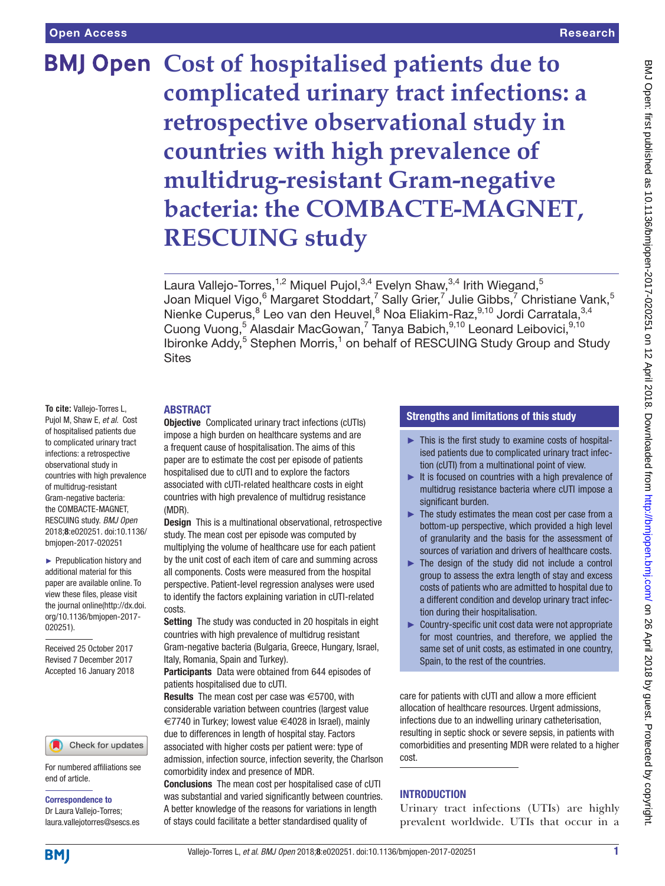# Cost of hospitalised patients due to complicated urinary tract infections: a retrospective observational study in countries with high prevalence of multidrug-resistant Gram-negative bacteria: the COMBACTE-MAGNET, RESCUING study

Laura Vallejo-Torres,[1,2] Miquel Pujol,[3,4] Evelyn Shaw,[3,4] Irith Wiegand,[5] Joan Miquel Vigo,[6] Margaret Stoddart,[7] Sally Grier,[7] Julie Gibbs,[7] Christiane Vank,[5] Nienke Cuperus,[8] Leo van den Heuvel,[8] Noa Eliakim-Raz,[9,10] Jordi Carratala,[3,4] Cuong Vuong,[5] Alasdair MacGowan,[7] Tanya Babich,[9,10] Leonard Leibovici,[9,10] Ibironke Addy,[5] Stephen Morris,[1] on behalf of RESCUING Study Group and Study Sites

**To cite:** Vallejo-Torres L, Pujol M, Shaw E, *et al*. Cost of hospitalised patients due to complicated urinary tract infections: a retrospective observational study in countries with high prevalence of multidrug-resistant Gram-negative bacteria: the COMBACTE-MAGNET, RESCUING study. *BMJ Open* 2018;**8**:e020251. doi:10.1136/bmjopen-2017-020251

► Prepublication history and additional material for this paper are available online. To view these files, please visit the journal online(http://dx.doi.org/10.1136/bmjopen-2017-020251).

Received 25 October 2017
Revised 7 December 2017
Accepted 16 January 2018

For numbered affiliations see end of article.

**Correspondence to**
Dr Laura Vallejo-Torres; laura.vallejotorres@sescs.es

## ABSTRACT

**Objective** Complicated urinary tract infections (cUTIs) impose a high burden on healthcare systems and are a frequent cause of hospitalisation. The aims of this paper are to estimate the cost per episode of patients hospitalised due to cUTI and to explore the factors associated with cUTI-related healthcare costs in eight countries with high prevalence of multidrug resistance (MDR).

**Design** This is a multinational observational, retrospective study. The mean cost per episode was computed by multiplying the volume of healthcare use for each patient by the unit cost of each item of care and summing across all components. Costs were measured from the hospital perspective. Patient-level regression analyses were used to identify the factors explaining variation in cUTI-related costs.

**Setting** The study was conducted in 20 hospitals in eight countries with high prevalence of multidrug resistant Gram-negative bacteria (Bulgaria, Greece, Hungary, Israel, Italy, Romania, Spain and Turkey).

**Participants** Data were obtained from 644 episodes of patients hospitalised due to cUTI.

**Results** The mean cost per case was €5700, with considerable variation between countries (largest value €7740 in Turkey; lowest value €4028 in Israel), mainly due to differences in length of hospital stay. Factors associated with higher costs per patient were: type of admission, infection source, infection severity, the Charlson comorbidity index and presence of MDR.

**Conclusions** The mean cost per hospitalised case of cUTI was substantial and varied significantly between countries. A better knowledge of the reasons for variations in length of stays could facilitate a better standardised quality of care for patients with cUTI and allow a more efficient allocation of healthcare resources. Urgent admissions, infections due to an indwelling urinary catheterisation, resulting in septic shock or severe sepsis, in patients with comorbidities and presenting MDR were related to a higher cost.

## Strengths and limitations of this study

- This is the first study to examine costs of hospitalised patients due to complicated urinary tract infection (cUTI) from a multinational point of view.
- It is focused on countries with a high prevalence of multidrug resistance bacteria where cUTI impose a significant burden.
- The study estimates the mean cost per case from a bottom-up perspective, which provided a high level of granularity and the basis for the assessment of sources of variation and drivers of healthcare costs.
- The design of the study did not include a control group to assess the extra length of stay and excess costs of patients who are admitted to hospital due to a different condition and develop urinary tract infection during their hospitalisation.
- Country-specific unit cost data were not appropriate for most countries, and therefore, we applied the same set of unit costs, as estimated in one country, Spain, to the rest of the countries.

## INTRODUCTION

Urinary tract infections (UTIs) are highly prevalent worldwide. UTIs that occur in a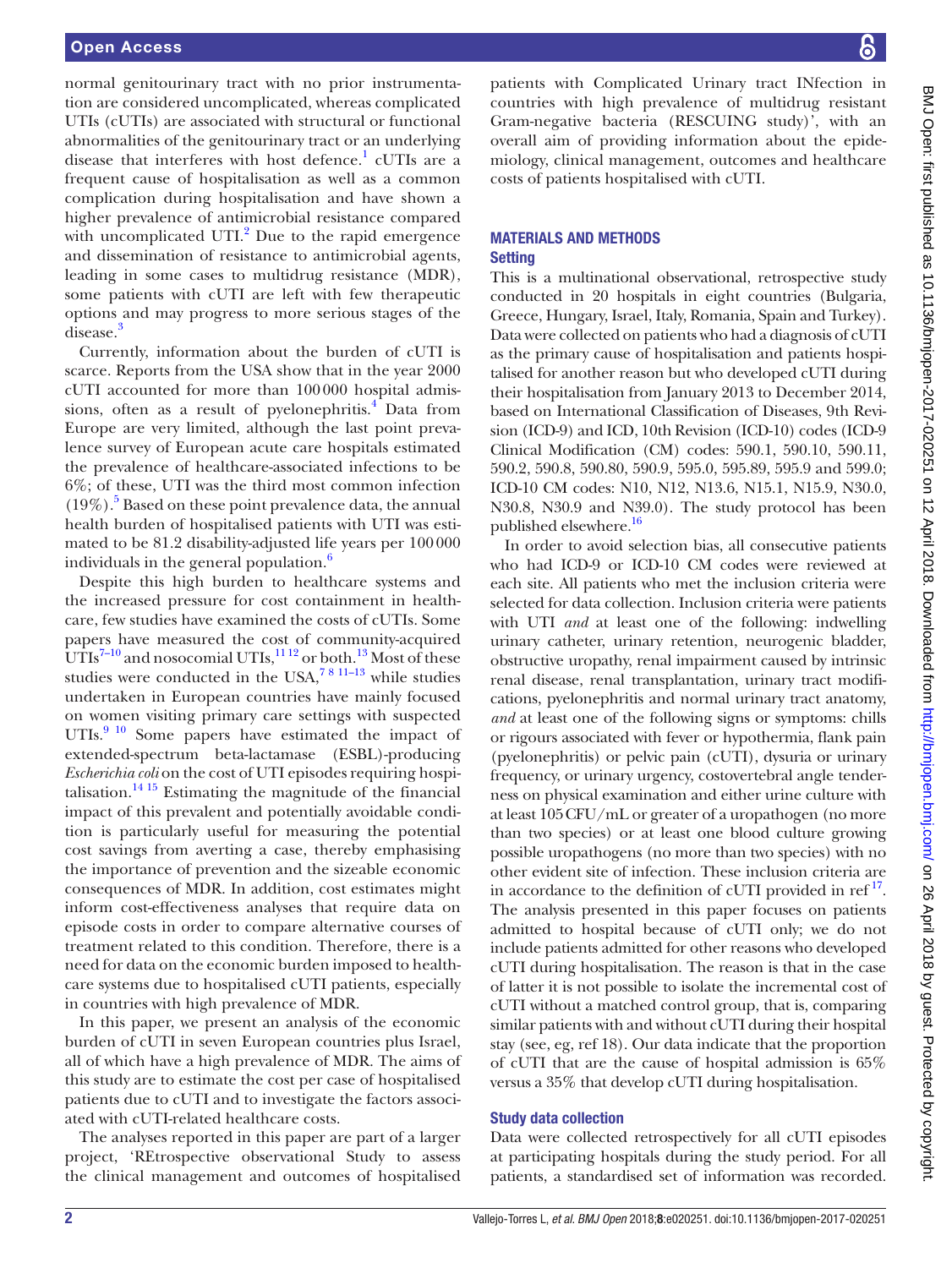normal genitourinary tract with no prior instrumentation are considered uncomplicated, whereas complicated UTIs (cUTIs) are associated with structural or functional abnormalities of the genitourinary tract or an underlying disease that interferes with host defence.[1] cUTIs are a frequent cause of hospitalisation as well as a common complication during hospitalisation and have shown a higher prevalence of antimicrobial resistance compared with uncomplicated UTI.[2] Due to the rapid emergence and dissemination of resistance to antimicrobial agents, leading in some cases to multidrug resistance (MDR), some patients with cUTI are left with few therapeutic options and may progress to more serious stages of the disease.[3]

Currently, information about the burden of cUTI is scarce. Reports from the USA show that in the year 2000 cUTI accounted for more than 100 000 hospital admissions, often as a result of pyelonephritis.[4] Data from Europe are very limited, although the last point prevalence survey of European acute care hospitals estimated the prevalence of healthcare-associated infections to be 6%; of these, UTI was the third most common infection (19%).[5] Based on these point prevalence data, the annual health burden of hospitalised patients with UTI was estimated to be 81.2 disability-adjusted life years per 100 000 individuals in the general population.[6]

Despite this high burden to healthcare systems and the increased pressure for cost containment in healthcare, few studies have examined the costs of cUTIs. Some papers have measured the cost of community-acquired UTIs[7–10] and nosocomial UTIs,[11 12] or both.[13] Most of these studies were conducted in the USA,[7 8 11–13] while studies undertaken in European countries have mainly focused on women visiting primary care settings with suspected UTIs.[9 10] Some papers have estimated the impact of extended-spectrum beta-lactamase (ESBL)-producing *Escherichia coli* on the cost of UTI episodes requiring hospitalisation.[14 15] Estimating the magnitude of the financial impact of this prevalent and potentially avoidable condition is particularly useful for measuring the potential cost savings from averting a case, thereby emphasising the importance of prevention and the sizeable economic consequences of MDR. In addition, cost estimates might inform cost-effectiveness analyses that require data on episode costs in order to compare alternative courses of treatment related to this condition. Therefore, there is a need for data on the economic burden imposed to healthcare systems due to hospitalised cUTI patients, especially in countries with high prevalence of MDR.

In this paper, we present an analysis of the economic burden of cUTI in seven European countries plus Israel, all of which have a high prevalence of MDR. The aims of this study are to estimate the cost per case of hospitalised patients due to cUTI and to investigate the factors associated with cUTI-related healthcare costs.

The analyses reported in this paper are part of a larger project, 'REtrospective observational Study to assess the clinical management and outcomes of hospitalised patients with Complicated Urinary tract INfection in countries with high prevalence of multidrug resistant Gram-negative bacteria (RESCUING study)', with an overall aim of providing information about the epidemiology, clinical management, outcomes and healthcare costs of patients hospitalised with cUTI.

## MATERIALS AND METHODS

### Setting

This is a multinational observational, retrospective study conducted in 20 hospitals in eight countries (Bulgaria, Greece, Hungary, Israel, Italy, Romania, Spain and Turkey). Data were collected on patients who had a diagnosis of cUTI as the primary cause of hospitalisation and patients hospitalised for another reason but who developed cUTI during their hospitalisation from January 2013 to December 2014, based on International Classification of Diseases, 9th Revision (ICD-9) and ICD, 10th Revision (ICD-10) codes (ICD-9 Clinical Modification (CM) codes: 590.1, 590.10, 590.11, 590.2, 590.8, 590.80, 590.9, 595.0, 595.89, 595.9 and 599.0; ICD-10 CM codes: N10, N12, N13.6, N15.1, N15.9, N30.0, N30.8, N30.9 and N39.0). The study protocol has been published elsewhere.[16]

In order to avoid selection bias, all consecutive patients who had ICD-9 or ICD-10 CM codes were reviewed at each site. All patients who met the inclusion criteria were selected for data collection. Inclusion criteria were patients with UTI *and* at least one of the following: indwelling urinary catheter, urinary retention, neurogenic bladder, obstructive uropathy, renal impairment caused by intrinsic renal disease, renal transplantation, urinary tract modifications, pyelonephritis and normal urinary tract anatomy, *and* at least one of the following signs or symptoms: chills or rigours associated with fever or hypothermia, flank pain (pyelonephritis) or pelvic pain (cUTI), dysuria or urinary frequency, or urinary urgency, costovertebral angle tenderness on physical examination and either urine culture with at least 105 CFU/mL or greater of a uropathogen (no more than two species) or at least one blood culture growing possible uropathogens (no more than two species) with no other evident site of infection. These inclusion criteria are in accordance to the definition of cUTI provided in ref[17]. The analysis presented in this paper focuses on patients admitted to hospital because of cUTI only; we do not include patients admitted for other reasons who developed cUTI during hospitalisation. The reason is that in the case of latter it is not possible to isolate the incremental cost of cUTI without a matched control group, that is, comparing similar patients with and without cUTI during their hospital stay (see, eg, ref 18). Our data indicate that the proportion of cUTI that are the cause of hospital admission is 65% versus a 35% that develop cUTI during hospitalisation.

### Study data collection

Data were collected retrospectively for all cUTI episodes at participating hospitals during the study period. For all patients, a standardised set of information was recorded.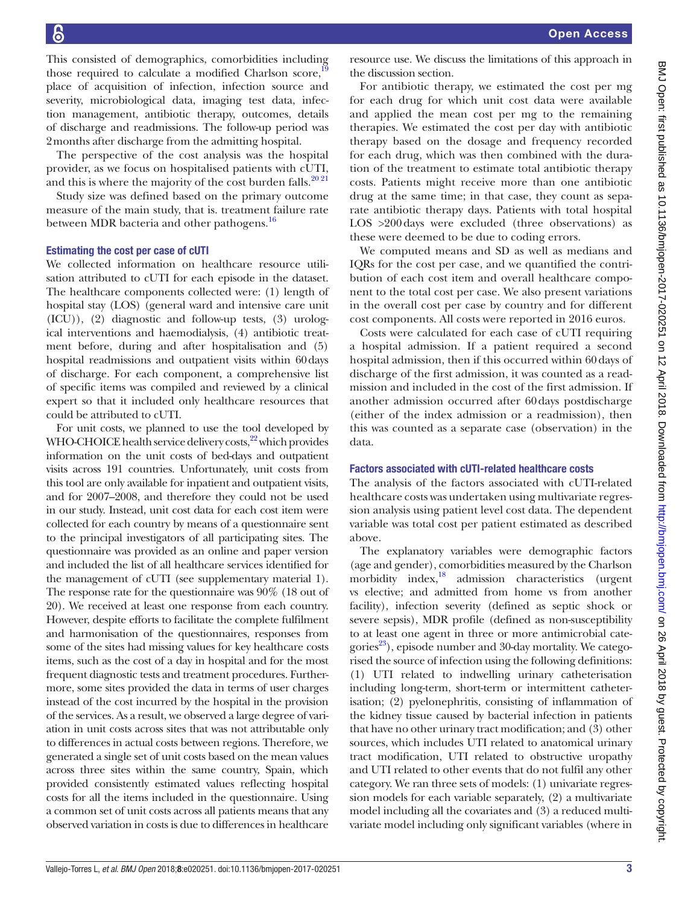This consisted of demographics, comorbidities including those required to calculate a modified Charlson score,[19] place of acquisition of infection, infection source and severity, microbiological data, imaging test data, infection management, antibiotic therapy, outcomes, details of discharge and readmissions. The follow-up period was 2 months after discharge from the admitting hospital.

The perspective of the cost analysis was the hospital provider, as we focus on hospitalised patients with cUTI, and this is where the majority of the cost burden falls.[20 21]

Study size was defined based on the primary outcome measure of the main study, that is. treatment failure rate between MDR bacteria and other pathogens.[16]

### Estimating the cost per case of cUTI

We collected information on healthcare resource utilisation attributed to cUTI for each episode in the dataset. The healthcare components collected were: (1) length of hospital stay (LOS) (general ward and intensive care unit (ICU)), (2) diagnostic and follow-up tests, (3) urological interventions and haemodialysis, (4) antibiotic treatment before, during and after hospitalisation and (5) hospital readmissions and outpatient visits within 60 days of discharge. For each component, a comprehensive list of specific items was compiled and reviewed by a clinical expert so that it included only healthcare resources that could be attributed to cUTI.

For unit costs, we planned to use the tool developed by WHO-CHOICE health service delivery costs,[22] which provides information on the unit costs of bed-days and outpatient visits across 191 countries. Unfortunately, unit costs from this tool are only available for inpatient and outpatient visits, and for 2007–2008, and therefore they could not be used in our study. Instead, unit cost data for each cost item were collected for each country by means of a questionnaire sent to the principal investigators of all participating sites. The questionnaire was provided as an online and paper version and included the list of all healthcare services identified for the management of cUTI (see supplementary material 1). The response rate for the questionnaire was 90% (18 out of 20). We received at least one response from each country. However, despite efforts to facilitate the complete fulfilment and harmonisation of the questionnaires, responses from some of the sites had missing values for key healthcare costs items, such as the cost of a day in hospital and for the most frequent diagnostic tests and treatment procedures. Furthermore, some sites provided the data in terms of user charges instead of the cost incurred by the hospital in the provision of the services. As a result, we observed a large degree of variation in unit costs across sites that was not attributable only to differences in actual costs between regions. Therefore, we generated a single set of unit costs based on the mean values across three sites within the same country, Spain, which provided consistently estimated values reflecting hospital costs for all the items included in the questionnaire. Using a common set of unit costs across all patients means that any observed variation in costs is due to differences in healthcare resource use. We discuss the limitations of this approach in the discussion section.

For antibiotic therapy, we estimated the cost per mg for each drug for which unit cost data were available and applied the mean cost per mg to the remaining therapies. We estimated the cost per day with antibiotic therapy based on the dosage and frequency recorded for each drug, which was then combined with the duration of the treatment to estimate total antibiotic therapy costs. Patients might receive more than one antibiotic drug at the same time; in that case, they count as separate antibiotic therapy days. Patients with total hospital LOS >200 days were excluded (three observations) as these were deemed to be due to coding errors.

We computed means and SD as well as medians and IQRs for the cost per case, and we quantified the contribution of each cost item and overall healthcare component to the total cost per case. We also present variations in the overall cost per case by country and for different cost components. All costs were reported in 2016 euros.

Costs were calculated for each case of cUTI requiring a hospital admission. If a patient required a second hospital admission, then if this occurred within 60 days of discharge of the first admission, it was counted as a readmission and included in the cost of the first admission. If another admission occurred after 60 days postdischarge (either of the index admission or a readmission), then this was counted as a separate case (observation) in the data.

### Factors associated with cUTI-related healthcare costs

The analysis of the factors associated with cUTI-related healthcare costs was undertaken using multivariate regression analysis using patient level cost data. The dependent variable was total cost per patient estimated as described above.

The explanatory variables were demographic factors (age and gender), comorbidities measured by the Charlson morbidity index,[18] admission characteristics (urgent vs elective; and admitted from home vs from another facility), infection severity (defined as septic shock or severe sepsis), MDR profile (defined as non-susceptibility to at least one agent in three or more antimicrobial categories[23]), episode number and 30-day mortality. We categorised the source of infection using the following definitions: (1) UTI related to indwelling urinary catheterisation including long-term, short-term or intermittent catheterisation; (2) pyelonephritis, consisting of inflammation of the kidney tissue caused by bacterial infection in patients that have no other urinary tract modification; and (3) other sources, which includes UTI related to anatomical urinary tract modification, UTI related to obstructive uropathy and UTI related to other events that do not fulfil any other category. We ran three sets of models: (1) univariate regression models for each variable separately, (2) a multivariate model including all the covariates and (3) a reduced multivariate model including only significant variables (where in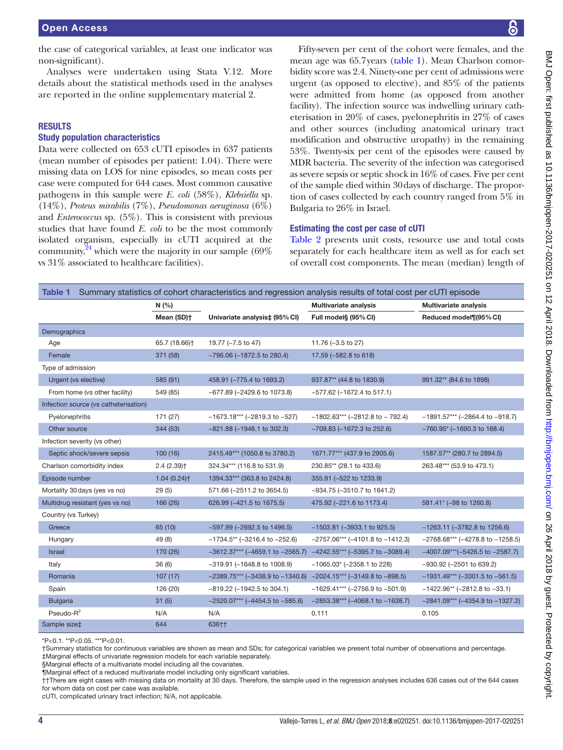the case of categorical variables, at least one indicator was non-significant).

Analyses were undertaken using Stata V.12. More details about the statistical methods used in the analyses are reported in the online supplementary material 2.

## RESULTS

### Study population characteristics

Data were collected on 653 cUTI episodes in 637 patients (mean number of episodes per patient: 1.04). There were missing data on LOS for nine episodes, so mean costs per case were computed for 644 cases. Most common causative pathogens in this sample were *E. coli* (58%), *Klebsiella* sp. (14%), *Proteus mirabilis* (7%), *Pseudomonas aeruginosa* (6%) and *Enterococcus* sp. (5%). This is consistent with previous studies that have found *E. coli* to be the most commonly isolated organism, especially in cUTI acquired at the community,[24] which were the majority in our sample (69% vs 31% associated to healthcare facilities).

Fifty-seven per cent of the cohort were females, and the mean age was 65.7 years (table 1). Mean Charlson comorbidity score was 2.4. Ninety-one per cent of admissions were urgent (as opposed to elective), and 85% of the patients were admitted from home (as opposed from another facility). The infection source was indwelling urinary catheterisation in 20% of cases, pyelonephritis in 27% of cases and other sources (including anatomical urinary tract modification and obstructive uropathy) in the remaining 53%. Twenty-six per cent of the episodes were caused by MDR bacteria. The severity of the infection was categorised as severe sepsis or septic shock in 16% of cases. Five per cent of the sample died within 30 days of discharge. The proportion of cases collected by each country ranged from 5% in Bulgaria to 26% in Israel.

### Estimating the cost per case of cUTI

Table 2 presents unit costs, resource use and total costs separately for each healthcare item as well as for each set of overall cost components. The mean (median) length of

**Table 1** Summary statistics of cohort characteristics and regression analysis results of total cost per cUTI episode

| | N (%) | | Multivariate analysis | Multivariate analysis |
|---|---|---|---|---|
| | Mean (SD)† | Univariate analysis‡ (95% CI) | Full model§ (95% CI) | Reduced model¶(95% CI) |
| Demographics | | | | |
| Age | 65.7 (18.66)† | 19.77 (−7.5 to 47) | 11.76 (−3.5 to 27) | |
| Female | 371 (58) | −796.06 (−1872.5 to 280.4) | 17.59 (−582.8 to 618) | |
| Type of admission | | | | |
| Urgent (vs elective) | 585 (91) | 458.91 (−775.4 to 1693.2) | 937.87** (44.8 to 1830.9) | 991.32** (84.6 to 1898) |
| From home (vs other facility) | 549 (85) | −677.89 (−2429.6 to 1073.8) | −577.62 (−1672.4 to 517.1) | |
| Infection source (vs catheterisation) | | | | |
| Pyelonephritis | 171 (27) | −1673.18*** (−2819.3 to −527) | −1802.63*** (−2812.8 to − 792.4) | −1891.57*** (−2864.4 to −918.7) |
| Other source | 344 (53) | −821.88 (−1946.1 to 302.3) | −709.83 (−1672.3 to 252.6) | −760.95* (−1690.3 to 168.4) |
| Infection severity (vs other) | | | | |
| Septic shock/severe sepsis | 100 (16) | 2415.49*** (1050.8 to 3780.2) | 1671.77*** (437.9 to 2905.6) | 1587.57** (280.7 to 2894.5) |
| Charlson comorbidity index | 2.4 (2.39)† | 324.34*** (116.8 to 531.9) | 230.85** (28.1 to 433.6) | 263.48*** (53.9 to 473.1) |
| Episode number | 1.04 (0.24)† | 1394.33*** (363.8 to 2424.8) | 355.91 (−522 to 1233.9) | |
| Mortality 30 days (yes vs no) | 29 (5) | 571.66 (−2511.2 to 3654.5) | −934.75 (−3510.7 to 1641.2) | |
| Multidrug resistant (yes vs no) | 166 (26) | 626.99 (−421.5 to 1675.5) | 475.92 (−221.6 to 1173.4) | 581.41* (−98 to 1260.8) |
| Country (vs Turkey) | | | | |
| Greece | 65 (10) | −597.99 (−2692.5 to 1496.5) | −1503.81 (−3933.1 to 925.5) | −1263.11 (−3782.8 to 1256.6) |
| Hungary | 49 (8) | −1734.5** (−3216.4 to −252.6) | −2757.06*** (−4101.8 to −1412.3) | −2768.68*** (−4278.8 to −1258.5) |
| Israel | 170 (26) | −3612.37*** (−4659.1 to −2565.7) | −4242.55*** (−5395.7 to −3089.4) | −4007.09***(−5426.5 to −2587.7) |
| Italy | 36 (6) | −319.91 (−1648.8 to 1008.9) | −1065.03* (−2358.1 to 228) | −930.92 (−2501 to 639.2) |
| Romania | 107 (17) | −2389.75*** (−3438.9 to −1340.6) | −2024.15*** (−3149.8 to −898.5) | −1931.49*** (−3301.5 to −561.5) |
| Spain | 126 (20) | −819.22 (−1942.5 to 304.1) | −1629.41*** (−2756.9 to −501.9) | −1422.96** (−2812.8 to −33.1) |
| Bulgaria | 31 (5) | −2520.07*** (−4454.5 to −585.6) | −2853.38*** (−4068.1 to −1638.7) | −2841.09*** (−4354.9 to −1327.2) |
| Pseudo-$R^2$ | N/A | N/A | 0.111 | 0.105 |
| Sample size‡ | 644 | 636†† | | |

*P<0.1. **P<0.05. ***P<0.01.

†Summary statistics for continuous variables are shown as mean and SDs; for categorical variables we present total number of observations and percentage.

‡Marginal effects of univariate regression models for each variable separately.

§Marginal effects of a multivariate model including all the covariates.

¶Marginal effect of a reduced multivariate model including only significant variables.

††There are eight cases with missing data on mortality at 30 days. Therefore, the sample used in the regression analyses includes 636 cases out of the 644 cases for whom data on cost per case was available.

cUTI, complicated urinary tract infection; N/A, not applicable.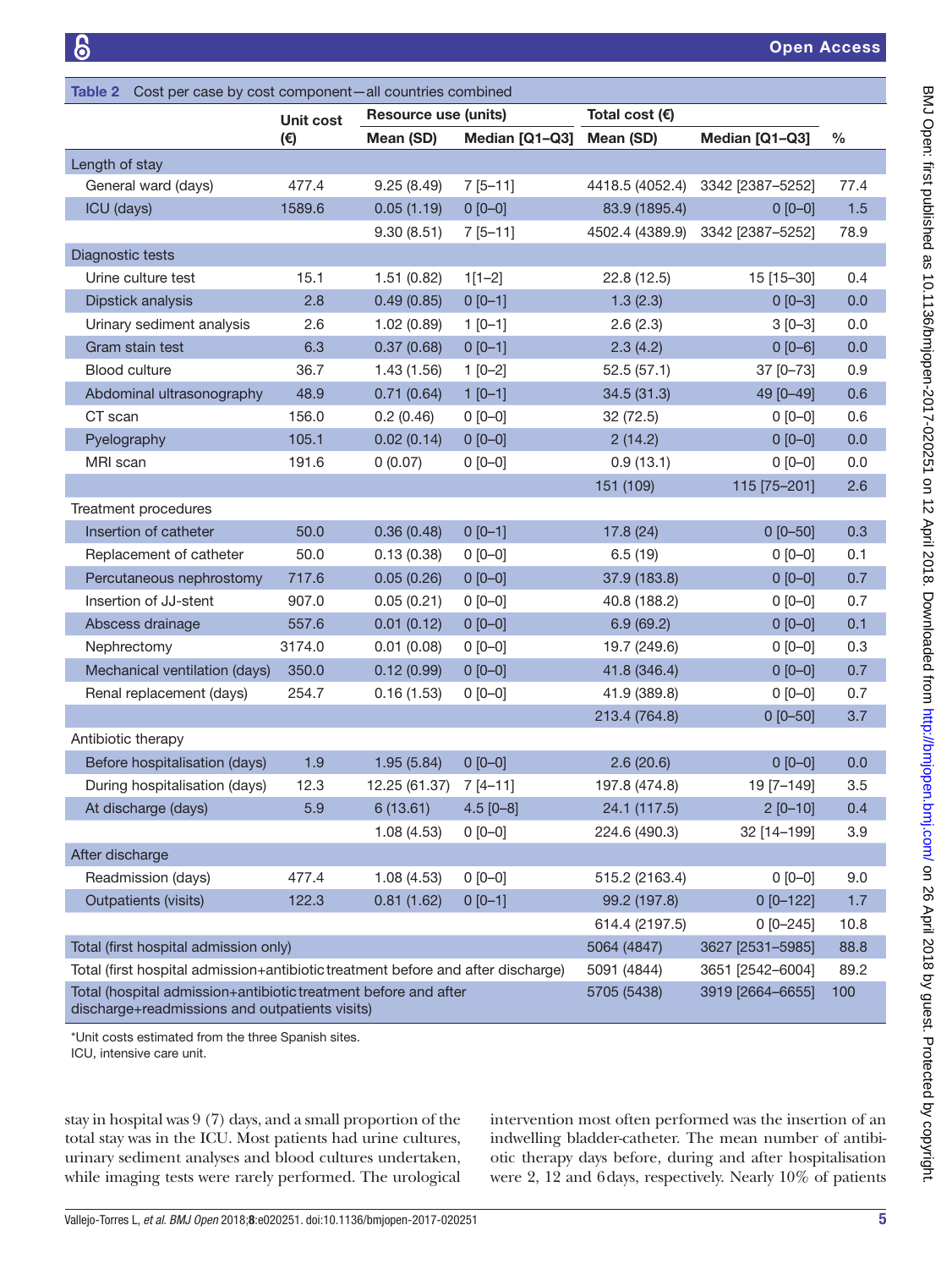Table 2 Cost per case by cost component—all countries combined

| | Unit cost (€) | Resource use (units) | | Total cost (€) | | % |
|---|---|---|---|---|---|---|
| | | Mean (SD) | Median [Q1–Q3] | Mean (SD) | Median [Q1–Q3] | |
| **Length of stay** | | | | | | |
| General ward (days) | 477.4 | 9.25 (8.49) | 7 [5–11] | 4418.5 (4052.4) | 3342 [2387–5252] | 77.4 |
| ICU (days) | 1589.6 | 0.05 (1.19) | 0 [0–0] | 83.9 (1895.4) | 0 [0–0] | 1.5 |
| | | 9.30 (8.51) | 7 [5–11] | 4502.4 (4389.9) | 3342 [2387–5252] | 78.9 |
| **Diagnostic tests** | | | | | | |
| Urine culture test | 15.1 | 1.51 (0.82) | 1[1–2] | 22.8 (12.5) | 15 [15–30] | 0.4 |
| Dipstick analysis | 2.8 | 0.49 (0.85) | 0 [0–1] | 1.3 (2.3) | 0 [0–3] | 0.0 |
| Urinary sediment analysis | 2.6 | 1.02 (0.89) | 1 [0–1] | 2.6 (2.3) | 3 [0–3] | 0.0 |
| Gram stain test | 6.3 | 0.37 (0.68) | 0 [0–1] | 2.3 (4.2) | 0 [0–6] | 0.0 |
| Blood culture | 36.7 | 1.43 (1.56) | 1 [0–2] | 52.5 (57.1) | 37 [0–73] | 0.9 |
| Abdominal ultrasonography | 48.9 | 0.71 (0.64) | 1 [0–1] | 34.5 (31.3) | 49 [0–49] | 0.6 |
| CT scan | 156.0 | 0.2 (0.46) | 0 [0–0] | 32 (72.5) | 0 [0–0] | 0.6 |
| Pyelography | 105.1 | 0.02 (0.14) | 0 [0–0] | 2 (14.2) | 0 [0–0] | 0.0 |
| MRI scan | 191.6 | 0 (0.07) | 0 [0–0] | 0.9 (13.1) | 0 [0–0] | 0.0 |
| | | | | 151 (109) | 115 [75–201] | 2.6 |
| **Treatment procedures** | | | | | | |
| Insertion of catheter | 50.0 | 0.36 (0.48) | 0 [0–1] | 17.8 (24) | 0 [0–50] | 0.3 |
| Replacement of catheter | 50.0 | 0.13 (0.38) | 0 [0–0] | 6.5 (19) | 0 [0–0] | 0.1 |
| Percutaneous nephrostomy | 717.6 | 0.05 (0.26) | 0 [0–0] | 37.9 (183.8) | 0 [0–0] | 0.7 |
| Insertion of JJ-stent | 907.0 | 0.05 (0.21) | 0 [0–0] | 40.8 (188.2) | 0 [0–0] | 0.7 |
| Abscess drainage | 557.6 | 0.01 (0.12) | 0 [0–0] | 6.9 (69.2) | 0 [0–0] | 0.1 |
| Nephrectomy | 3174.0 | 0.01 (0.08) | 0 [0–0] | 19.7 (249.6) | 0 [0–0] | 0.3 |
| Mechanical ventilation (days) | 350.0 | 0.12 (0.99) | 0 [0–0] | 41.8 (346.4) | 0 [0–0] | 0.7 |
| Renal replacement (days) | 254.7 | 0.16 (1.53) | 0 [0–0] | 41.9 (389.8) | 0 [0–0] | 0.7 |
| | | | | 213.4 (764.8) | 0 [0–50] | 3.7 |
| **Antibiotic therapy** | | | | | | |
| Before hospitalisation (days) | 1.9 | 1.95 (5.84) | 0 [0–0] | 2.6 (20.6) | 0 [0–0] | 0.0 |
| During hospitalisation (days) | 12.3 | 12.25 (61.37) | 7 [4–11] | 197.8 (474.8) | 19 [7–149] | 3.5 |
| At discharge (days) | 5.9 | 6 (13.61) | 4.5 [0–8] | 24.1 (117.5) | 2 [0–10] | 0.4 |
| | | 1.08 (4.53) | 0 [0–0] | 224.6 (490.3) | 32 [14–199] | 3.9 |
| **After discharge** | | | | | | |
| Readmission (days) | 477.4 | 1.08 (4.53) | 0 [0–0] | 515.2 (2163.4) | 0 [0–0] | 9.0 |
| Outpatients (visits) | 122.3 | 0.81 (1.62) | 0 [0–1] | 99.2 (197.8) | 0 [0–122] | 1.7 |
| | | | | 614.4 (2197.5) | 0 [0–245] | 10.8 |
| Total (first hospital admission only) | | | | 5064 (4847) | 3627 [2531–5985] | 88.8 |
| Total (first hospital admission+antibiotic treatment before and after discharge) | | | | 5091 (4844) | 3651 [2542–6004] | 89.2 |
| Total (hospital admission+antibiotic treatment before and after discharge+readmissions and outpatients visits) | | | | 5705 (5438) | 3919 [2664–6655] | 100 |

*Unit costs estimated from the three Spanish sites.
ICU, intensive care unit.

stay in hospital was 9 (7) days, and a small proportion of the total stay was in the ICU. Most patients had urine cultures, urinary sediment analyses and blood cultures undertaken, while imaging tests were rarely performed. The urological intervention most often performed was the insertion of an indwelling bladder-catheter. The mean number of antibiotic therapy days before, during and after hospitalisation were 2, 12 and 6 days, respectively. Nearly 10% of patients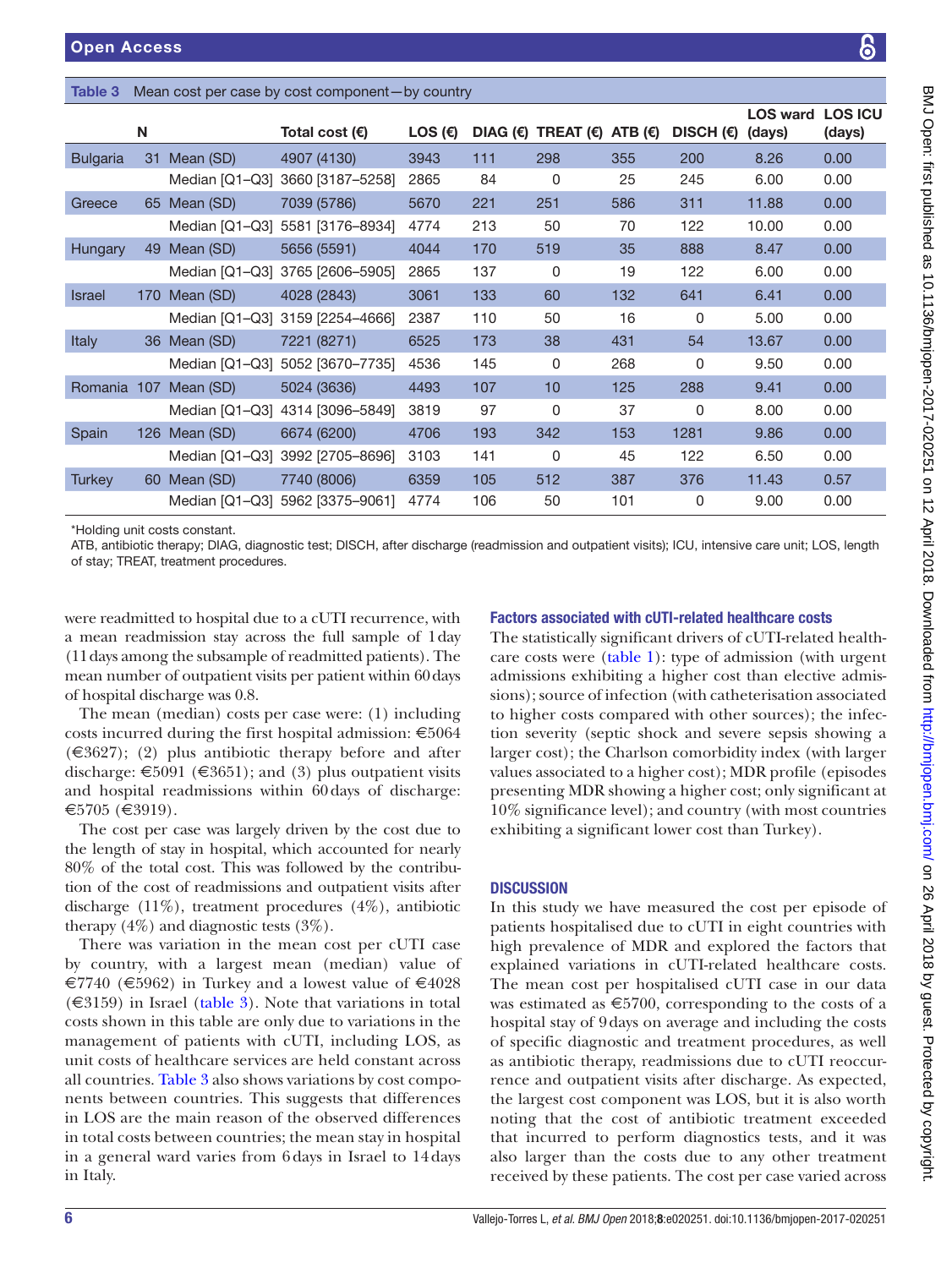Table 3 Mean cost per case by cost component—by country

| | N | | Total cost (€) | LOS (€) | DIAG (€) | TREAT (€) | ATB (€) | DISCH (€) | LOS ward (days) | LOS ICU (days) |
|---|---|---|---|---|---|---|---|---|---|---|
| Bulgaria | 31 | Mean (SD) | 4907 (4130) | 3943 | 111 | 298 | 355 | 200 | 8.26 | 0.00 |
| | | Median [Q1–Q3] | 3660 [3187–5258] | 2865 | 84 | 0 | 25 | 245 | 6.00 | 0.00 |
| Greece | 65 | Mean (SD) | 7039 (5786) | 5670 | 221 | 251 | 586 | 311 | 11.88 | 0.00 |
| | | Median [Q1–Q3] | 5581 [3176–8934] | 4774 | 213 | 50 | 70 | 122 | 10.00 | 0.00 |
| Hungary | 49 | Mean (SD) | 5656 (5591) | 4044 | 170 | 519 | 35 | 888 | 8.47 | 0.00 |
| | | Median [Q1–Q3] | 3765 [2606–5905] | 2865 | 137 | 0 | 19 | 122 | 6.00 | 0.00 |
| Israel | 170 | Mean (SD) | 4028 (2843) | 3061 | 133 | 60 | 132 | 641 | 6.41 | 0.00 |
| | | Median [Q1–Q3] | 3159 [2254–4666] | 2387 | 110 | 50 | 16 | 0 | 5.00 | 0.00 |
| Italy | 36 | Mean (SD) | 7221 (8271) | 6525 | 173 | 38 | 431 | 54 | 13.67 | 0.00 |
| | | Median [Q1–Q3] | 5052 [3670–7735] | 4536 | 145 | 0 | 268 | 0 | 9.50 | 0.00 |
| Romania | 107 | Mean (SD) | 5024 (3636) | 4493 | 107 | 10 | 125 | 288 | 9.41 | 0.00 |
| | | Median [Q1–Q3] | 4314 [3096–5849] | 3819 | 97 | 0 | 37 | 0 | 8.00 | 0.00 |
| Spain | 126 | Mean (SD) | 6674 (6200) | 4706 | 193 | 342 | 153 | 1281 | 9.86 | 0.00 |
| | | Median [Q1–Q3] | 3992 [2705–8696] | 3103 | 141 | 0 | 45 | 122 | 6.50 | 0.00 |
| Turkey | 60 | Mean (SD) | 7740 (8006) | 6359 | 105 | 512 | 387 | 376 | 11.43 | 0.57 |
| | | Median [Q1–Q3] | 5962 [3375–9061] | 4774 | 106 | 50 | 101 | 0 | 9.00 | 0.00 |

*Holding unit costs constant.

ATB, antibiotic therapy; DIAG, diagnostic test; DISCH, after discharge (readmission and outpatient visits); ICU, intensive care unit; LOS, length of stay; TREAT, treatment procedures.

were readmitted to hospital due to a cUTI recurrence, with a mean readmission stay across the full sample of 1 day (11 days among the subsample of readmitted patients). The mean number of outpatient visits per patient within 60 days of hospital discharge was 0.8.

The mean (median) costs per case were: (1) including costs incurred during the first hospital admission: €5064 (€3627); (2) plus antibiotic therapy before and after discharge: €5091 (€3651); and (3) plus outpatient visits and hospital readmissions within 60 days of discharge: €5705 (€3919).

The cost per case was largely driven by the cost due to the length of stay in hospital, which accounted for nearly 80% of the total cost. This was followed by the contribution of the cost of readmissions and outpatient visits after discharge (11%), treatment procedures (4%), antibiotic therapy (4%) and diagnostic tests (3%).

There was variation in the mean cost per cUTI case by country, with a largest mean (median) value of €7740 (€5962) in Turkey and a lowest value of €4028 (€3159) in Israel (table 3). Note that variations in total costs shown in this table are only due to variations in the management of patients with cUTI, including LOS, as unit costs of healthcare services are held constant across all countries. Table 3 also shows variations by cost components between countries. This suggests that differences in LOS are the main reason of the observed differences in total costs between countries; the mean stay in hospital in a general ward varies from 6 days in Israel to 14 days in Italy.

### Factors associated with cUTI-related healthcare costs

The statistically significant drivers of cUTI-related healthcare costs were (table 1): type of admission (with urgent admissions exhibiting a higher cost than elective admissions); source of infection (with catheterisation associated to higher costs compared with other sources); the infection severity (septic shock and severe sepsis showing a larger cost); the Charlson comorbidity index (with larger values associated to a higher cost); MDR profile (episodes presenting MDR showing a higher cost; only significant at 10% significance level); and country (with most countries exhibiting a significant lower cost than Turkey).

## DISCUSSION

In this study we have measured the cost per episode of patients hospitalised due to cUTI in eight countries with high prevalence of MDR and explored the factors that explained variations in cUTI-related healthcare costs. The mean cost per hospitalised cUTI case in our data was estimated as €5700, corresponding to the costs of a hospital stay of 9 days on average and including the costs of specific diagnostic and treatment procedures, as well as antibiotic therapy, readmissions due to cUTI reoccurrence and outpatient visits after discharge. As expected, the largest cost component was LOS, but it is also worth noting that the cost of antibiotic treatment exceeded that incurred to perform diagnostics tests, and it was also larger than the costs due to any other treatment received by these patients. The cost per case varied across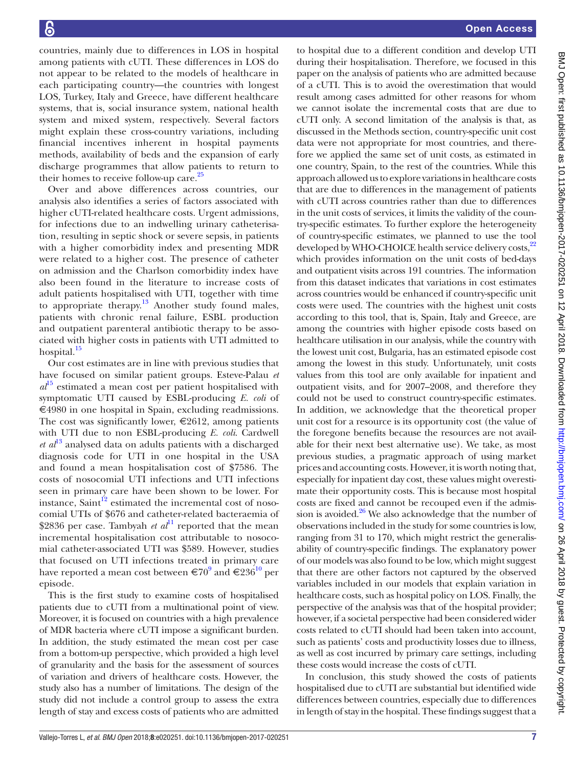countries, mainly due to differences in LOS in hospital among patients with cUTI. These differences in LOS do not appear to be related to the models of healthcare in each participating country—the countries with longest LOS, Turkey, Italy and Greece, have different healthcare systems, that is, social insurance system, national health system and mixed system, respectively. Several factors might explain these cross-country variations, including financial incentives inherent in hospital payments methods, availability of beds and the expansion of early discharge programmes that allow patients to return to their homes to receive follow-up care.[25]

Over and above differences across countries, our analysis also identifies a series of factors associated with higher cUTI-related healthcare costs. Urgent admissions, for infections due to an indwelling urinary catheterisation, resulting in septic shock or severe sepsis, in patients with a higher comorbidity index and presenting MDR were related to a higher cost. The presence of catheter on admission and the Charlson comorbidity index have also been found in the literature to increase costs of adult patients hospitalised with UTI, together with time to appropriate therapy.[13] Another study found males, patients with chronic renal failure, ESBL production and outpatient parenteral antibiotic therapy to be associated with higher costs in patients with UTI admitted to hospital.[15]

Our cost estimates are in line with previous studies that have focused on similar patient groups. Esteve-Palau *et al*[15] estimated a mean cost per patient hospitalised with symptomatic UTI caused by ESBL-producing *E. coli* of €4980 in one hospital in Spain, excluding readmissions. The cost was significantly lower, €2612, among patients with UTI due to non ESBL-producing *E. coli*. Cardwell *et al*[13] analysed data on adults patients with a discharged diagnosis code for UTI in one hospital in the USA and found a mean hospitalisation cost of $7586. The costs of nosocomial UTI infections and UTI infections seen in primary care have been shown to be lower. For instance, Saint[12] estimated the incremental cost of nosocomial UTIs of $676 and catheter-related bacteraemia of $2836 per case. Tambyah *et al*[11] reported that the mean incremental hospitalisation cost attributable to nosocomial catheter-associated UTI was $589. However, studies that focused on UTI infections treated in primary care have reported a mean cost between €70[9] and €236[10] per episode.

This is the first study to examine costs of hospitalised patients due to cUTI from a multinational point of view. Moreover, it is focused on countries with a high prevalence of MDR bacteria where cUTI impose a significant burden. In addition, the study estimated the mean cost per case from a bottom-up perspective, which provided a high level of granularity and the basis for the assessment of sources of variation and drivers of healthcare costs. However, the study also has a number of limitations. The design of the study did not include a control group to assess the extra length of stay and excess costs of patients who are admitted to hospital due to a different condition and develop UTI during their hospitalisation. Therefore, we focused in this paper on the analysis of patients who are admitted because of a cUTI. This is to avoid the overestimation that would result among cases admitted for other reasons for whom we cannot isolate the incremental costs that are due to cUTI only. A second limitation of the analysis is that, as discussed in the Methods section, country-specific unit cost data were not appropriate for most countries, and therefore we applied the same set of unit costs, as estimated in one country, Spain, to the rest of the countries. While this approach allowed us to explore variations in healthcare costs that are due to differences in the management of patients with cUTI across countries rather than due to differences in the unit costs of services, it limits the validity of the country-specific estimates. To further explore the heterogeneity of country-specific estimates, we planned to use the tool developed by WHO-CHOICE health service delivery costs,[22] which provides information on the unit costs of bed-days and outpatient visits across 191 countries. The information from this dataset indicates that variations in cost estimates across countries would be enhanced if country-specific unit costs were used. The countries with the highest unit costs according to this tool, that is, Spain, Italy and Greece, are among the countries with higher episode costs based on healthcare utilisation in our analysis, while the country with the lowest unit cost, Bulgaria, has an estimated episode cost among the lowest in this study. Unfortunately, unit costs values from this tool are only available for inpatient and outpatient visits, and for 2007–2008, and therefore they could not be used to construct country-specific estimates. In addition, we acknowledge that the theoretical proper unit cost for a resource is its opportunity cost (the value of the foregone benefits because the resources are not available for their next best alternative use). We take, as most previous studies, a pragmatic approach of using market prices and accounting costs. However, it is worth noting that, especially for inpatient day cost, these values might overestimate their opportunity costs. This is because most hospital costs are fixed and cannot be recouped even if the admission is avoided.[26] We also acknowledge that the number of observations included in the study for some countries is low, ranging from 31 to 170, which might restrict the generalisability of country-specific findings. The explanatory power of our models was also found to be low, which might suggest that there are other factors not captured by the observed variables included in our models that explain variation in healthcare costs, such as hospital policy on LOS. Finally, the perspective of the analysis was that of the hospital provider; however, if a societal perspective had been considered wider costs related to cUTI should had been taken into account, such as patients' costs and productivity losses due to illness, as well as cost incurred by primary care settings, including these costs would increase the costs of cUTI.

In conclusion, this study showed the costs of patients hospitalised due to cUTI are substantial but identified wide differences between countries, especially due to differences in length of stay in the hospital. These findings suggest that a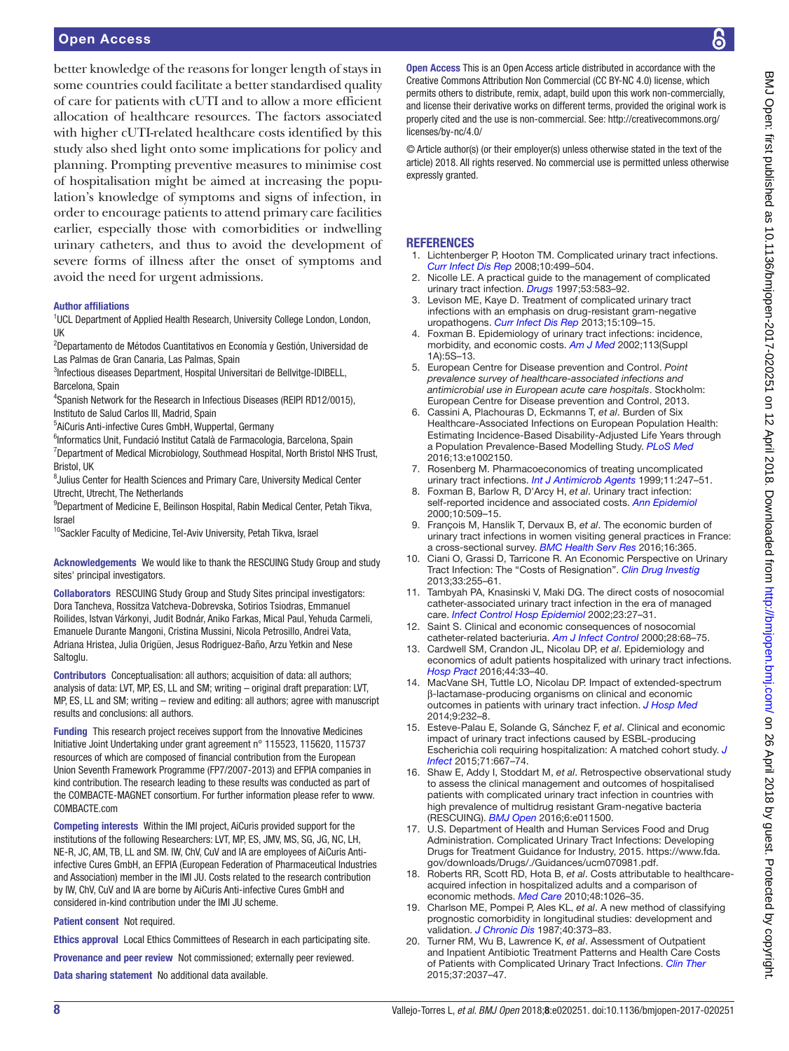better knowledge of the reasons for longer length of stays in some countries could facilitate a better standardised quality of care for patients with cUTI and to allow a more efficient allocation of healthcare resources. The factors associated with higher cUTI-related healthcare costs identified by this study also shed light onto some implications for policy and planning. Prompting preventive measures to minimise cost of hospitalisation might be aimed at increasing the population's knowledge of symptoms and signs of infection, in order to encourage patients to attend primary care facilities earlier, especially those with comorbidities or indwelling urinary catheters, and thus to avoid the development of severe forms of illness after the onset of symptoms and avoid the need for urgent admissions.

**Author affiliations**

[1]UCL Department of Applied Health Research, University College London, London, UK
[2]Departamento de Métodos Cuantitativos en Economía y Gestión, Universidad de Las Palmas de Gran Canaria, Las Palmas, Spain
[3]Infectious diseases Department, Hospital Universitari de Bellvitge-IDIBELL, Barcelona, Spain
[4]Spanish Network for the Research in Infectious Diseases (REIPI RD12/0015), Instituto de Salud Carlos III, Madrid, Spain
[5]AiCuris Anti-infective Cures GmbH, Wuppertal, Germany
[6]Informatics Unit, Fundació Institut Català de Farmacologia, Barcelona, Spain
[7]Department of Medical Microbiology, Southmead Hospital, North Bristol NHS Trust, Bristol, UK
[8]Julius Center for Health Sciences and Primary Care, University Medical Center Utrecht, Utrecht, The Netherlands
[9]Department of Medicine E, Beilinson Hospital, Rabin Medical Center, Petah Tikva, Israel
[10]Sackler Faculty of Medicine, Tel-Aviv University, Petah Tikva, Israel

**Acknowledgements** We would like to thank the RESCUING Study Group and study sites' principal investigators.

**Collaborators** RESCUING Study Group and Study Sites principal investigators: Dora Tancheva, Rossitza Vatcheva-Dobrevska, Sotirios Tsiodras, Emmanuel Roilides, Istvan Várkonyi, Judit Bodnár, Aniko Farkas, Mical Paul, Yehuda Carmeli, Emanuele Durante Mangoni, Cristina Mussini, Nicola Petrosillo, Andrei Vata, Adriana Hristea, Julia Origüen, Jesus Rodriguez-Baño, Arzu Yetkin and Nese Saltoglu.

**Contributors** Conceptualisation: all authors; acquisition of data: all authors; analysis of data: LVT, MP, ES, LL and SM; writing – original draft preparation: LVT, MP, ES, LL and SM; writing – review and editing: all authors; agree with manuscript results and conclusions: all authors.

**Funding** This research project receives support from the Innovative Medicines Initiative Joint Undertaking under grant agreement n° 115523, 115620, 115737 resources of which are composed of financial contribution from the European Union Seventh Framework Programme (FP7/2007-2013) and EFPIA companies in kind contribution. The research leading to these results was conducted as part of the COMBACTE-MAGNET consortium. For further information please refer to www.COMBACTE.com

**Competing interests** Within the IMI project, AiCuris provided support for the institutions of the following Researchers: LVT, MP, ES, JMV, MS, SG, JG, NC, LH, NE-R, JC, AM, TB, LL and SM. IW, ChV, CuV and IA are employees of AiCuris Anti-infective Cures GmbH, an EFPIA (European Federation of Pharmaceutical Industries and Association) member in the IMI JU. Costs related to the research contribution by IW, ChV, CuV and IA are borne by AiCuris Anti-infective Cures GmbH and considered in-kind contribution under the IMI JU scheme.

**Patient consent** Not required.

**Ethics approval** Local Ethics Committees of Research in each participating site.

**Provenance and peer review** Not commissioned; externally peer reviewed.

**Data sharing statement** No additional data available.

**Open Access** This is an Open Access article distributed in accordance with the Creative Commons Attribution Non Commercial (CC BY-NC 4.0) license, which permits others to distribute, remix, adapt, build upon this work non-commercially, and license their derivative works on different terms, provided the original work is properly cited and the use is non-commercial. See: http://creativecommons.org/licenses/by-nc/4.0/

© Article author(s) (or their employer(s) unless otherwise stated in the text of the article) 2018. All rights reserved. No commercial use is permitted unless otherwise expressly granted.

## REFERENCES

1. Lichtenberger P, Hooton TM. Complicated urinary tract infections. *Curr Infect Dis Rep* 2008;10:499–504.
2. Nicolle LE. A practical guide to the management of complicated urinary tract infection. *Drugs* 1997;53:583–92.
3. Levison ME, Kaye D. Treatment of complicated urinary tract infections with an emphasis on drug-resistant gram-negative uropathogens. *Curr Infect Dis Rep* 2013;15:109–15.
4. Foxman B. Epidemiology of urinary tract infections: incidence, morbidity, and economic costs. *Am J Med* 2002;113(Suppl 1A):5S–13.
5. European Centre for Disease prevention and Control. *Point prevalence survey of healthcare-associated infections and antimicrobial use in European acute care hospitals*. Stockholm: European Centre for Disease prevention and Control, 2013.
6. Cassini A, Plachouras D, Eckmanns T, *et al*. Burden of Six Healthcare-Associated Infections on European Population Health: Estimating Incidence-Based Disability-Adjusted Life Years through a Population Prevalence-Based Modelling Study. *PLoS Med* 2016;13:e1002150.
7. Rosenberg M. Pharmacoeconomics of treating uncomplicated urinary tract infections. *Int J Antimicrob Agents* 1999;11:247–51.
8. Foxman B, Barlow R, D'Arcy H, *et al*. Urinary tract infection: self-reported incidence and associated costs. *Ann Epidemiol* 2000;10:509–15.
9. François M, Hanslik T, Dervaux B, *et al*. The economic burden of urinary tract infections in women visiting general practices in France: a cross-sectional survey. *BMC Health Serv Res* 2016;16:365.
10. Ciani O, Grassi D, Tarricone R. An Economic Perspective on Urinary Tract Infection: The "Costs of Resignation". *Clin Drug Investig* 2013;33:255–61.
11. Tambyah PA, Knasinski V, Maki DG. The direct costs of nosocomial catheter-associated urinary tract infection in the era of managed care. *Infect Control Hosp Epidemiol* 2002;23:27–31.
12. Saint S. Clinical and economic consequences of nosocomial catheter-related bacteriuria. *Am J Infect Control* 2000;28:68–75.
13. Cardwell SM, Crandon JL, Nicolau DP, *et al*. Epidemiology and economics of adult patients hospitalized with urinary tract infections. *Hosp Pract* 2016;44:33–40.
14. MacVane SH, Tuttle LO, Nicolau DP. Impact of extended-spectrum β-lactamase-producing organisms on clinical and economic outcomes in patients with urinary tract infection. *J Hosp Med* 2014;9:232–8.
15. Esteve-Palau E, Solande G, Sánchez F, *et al*. Clinical and economic impact of urinary tract infections caused by ESBL-producing Escherichia coli requiring hospitalization: A matched cohort study. *J Infect* 2015;71:667–74.
16. Shaw E, Addy I, Stoddart M, *et al*. Retrospective observational study to assess the clinical management and outcomes of hospitalised patients with complicated urinary tract infection in countries with high prevalence of multidrug resistant Gram-negative bacteria (RESCUING). *BMJ Open* 2016;6:e011500.
17. U.S. Department of Health and Human Services Food and Drug Administration. Complicated Urinary Tract Infections: Developing Drugs for Treatment Guidance for Industry, 2015. https://www.fda.gov/downloads/Drugs/./Guidances/ucm070981.pdf.
18. Roberts RR, Scott RD, Hota B, *et al*. Costs attributable to healthcare-acquired infection in hospitalized adults and a comparison of economic methods. *Med Care* 2010;48:1026–35.
19. Charlson ME, Pompei P, Ales KL, *et al*. A new method of classifying prognostic comorbidity in longitudinal studies: development and validation. *J Chronic Dis* 1987;40:373–83.
20. Turner RM, Wu B, Lawrence K, *et al*. Assessment of Outpatient and Inpatient Antibiotic Treatment Patterns and Health Care Costs of Patients with Complicated Urinary Tract Infections. *Clin Ther* 2015;37:2037–47.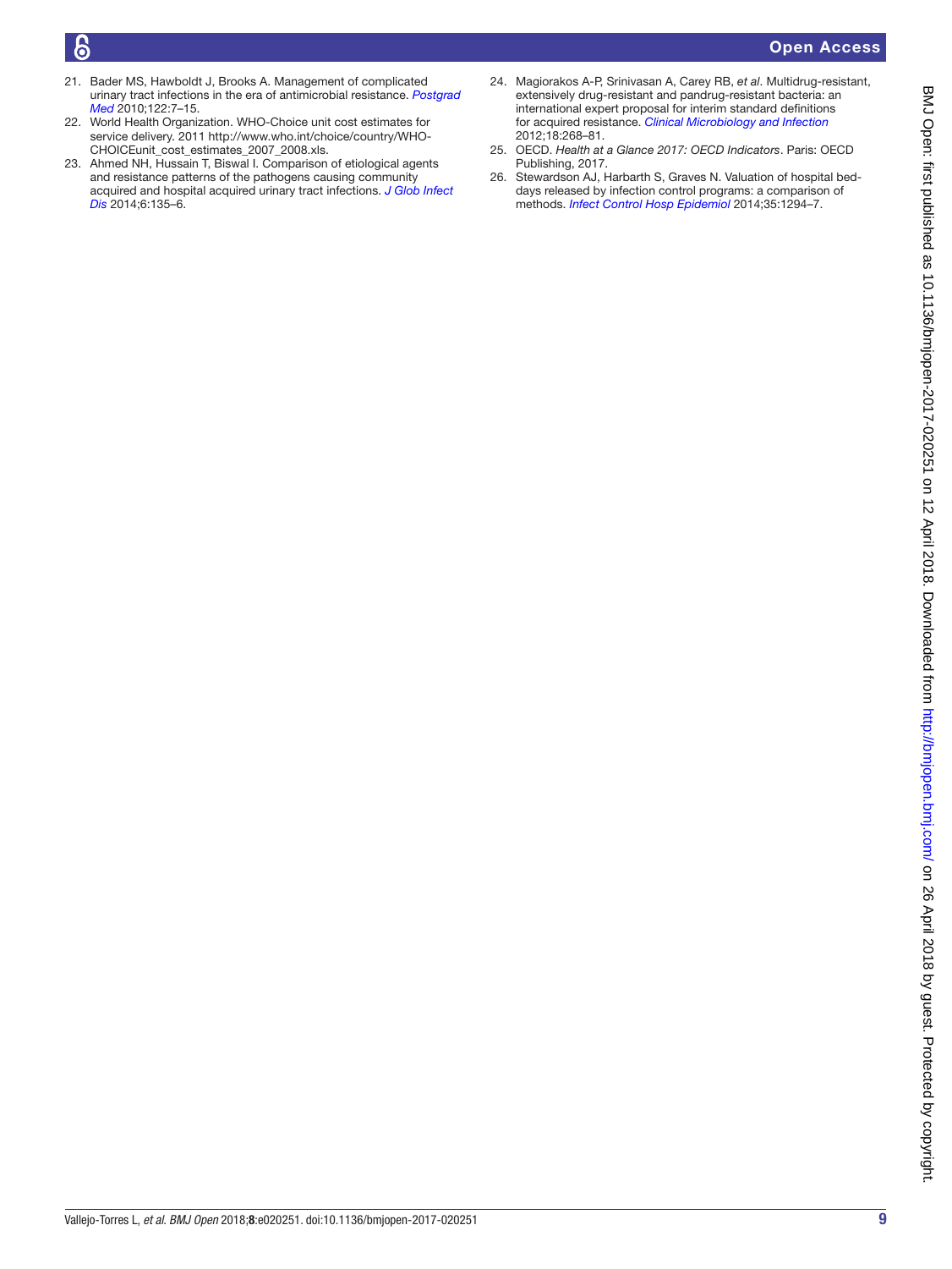21. Bader MS, Hawboldt J, Brooks A. Management of complicated urinary tract infections in the era of antimicrobial resistance. *Postgrad Med* 2010;122:7–15.
22. World Health Organization. WHO-Choice unit cost estimates for service delivery. 2011 http://www.who.int/choice/country/WHO-CHOICEunit_cost_estimates_2007_2008.xls.
23. Ahmed NH, Hussain T, Biswal I. Comparison of etiological agents and resistance patterns of the pathogens causing community acquired and hospital acquired urinary tract infections. *J Glob Infect Dis* 2014;6:135–6.
24. Magiorakos A-P, Srinivasan A, Carey RB, *et al*. Multidrug-resistant, extensively drug-resistant and pandrug-resistant bacteria: an international expert proposal for interim standard definitions for acquired resistance. *Clinical Microbiology and Infection* 2012;18:268–81.
25. OECD. *Health at a Glance 2017: OECD Indicators*. Paris: OECD Publishing, 2017.
26. Stewardson AJ, Harbarth S, Graves N. Valuation of hospital bed-days released by infection control programs: a comparison of methods. *Infect Control Hosp Epidemiol* 2014;35:1294–7.